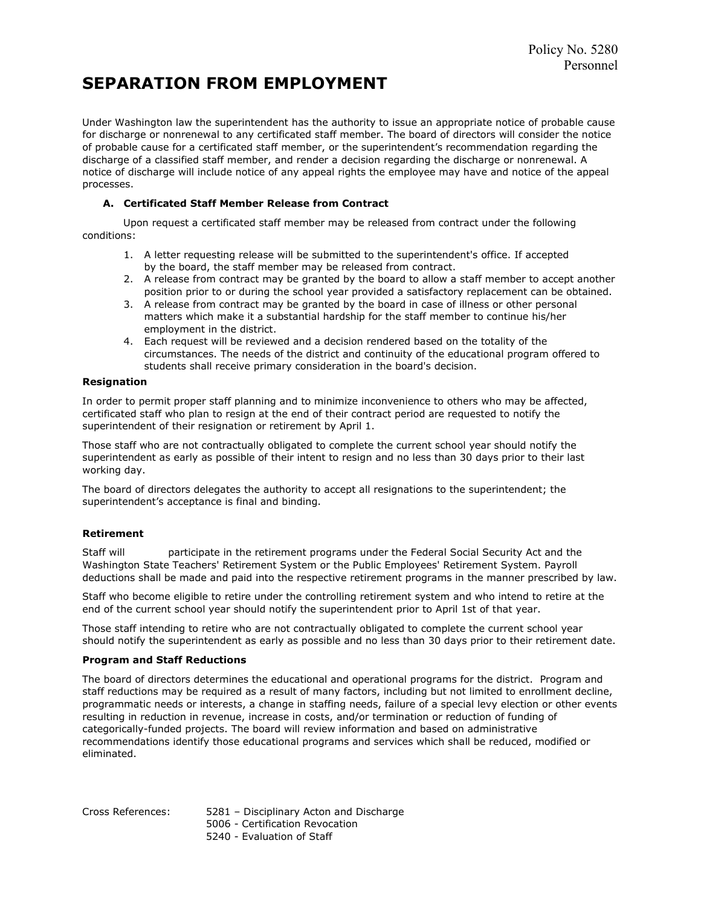Policy No. 5280
Personnel

# SEPARATION FROM EMPLOYMENT

Under Washington law the superintendent has the authority to issue an appropriate notice of probable cause for discharge or nonrenewal to any certificated staff member. The board of directors will consider the notice of probable cause for a certificated staff member, or the superintendent's recommendation regarding the discharge of a classified staff member, and render a decision regarding the discharge or nonrenewal. A notice of discharge will include notice of any appeal rights the employee may have and notice of the appeal processes.

### A. Certificated Staff Member Release from Contract

Upon request a certificated staff member may be released from contract under the following conditions:

1. A letter requesting release will be submitted to the superintendent's office. If accepted by the board, the staff member may be released from contract.
2. A release from contract may be granted by the board to allow a staff member to accept another position prior to or during the school year provided a satisfactory replacement can be obtained.
3. A release from contract may be granted by the board in case of illness or other personal matters which make it a substantial hardship for the staff member to continue his/her employment in the district.
4. Each request will be reviewed and a decision rendered based on the totality of the circumstances. The needs of the district and continuity of the educational program offered to students shall receive primary consideration in the board's decision.

### Resignation

In order to permit proper staff planning and to minimize inconvenience to others who may be affected, certificated staff who plan to resign at the end of their contract period are requested to notify the superintendent of their resignation or retirement by April 1.

Those staff who are not contractually obligated to complete the current school year should notify the superintendent as early as possible of their intent to resign and no less than 30 days prior to their last working day.

The board of directors delegates the authority to accept all resignations to the superintendent; the superintendent's acceptance is final and binding.

### Retirement

Staff will participate in the retirement programs under the Federal Social Security Act and the Washington State Teachers' Retirement System or the Public Employees' Retirement System. Payroll deductions shall be made and paid into the respective retirement programs in the manner prescribed by law.

Staff who become eligible to retire under the controlling retirement system and who intend to retire at the end of the current school year should notify the superintendent prior to April 1st of that year.

Those staff intending to retire who are not contractually obligated to complete the current school year should notify the superintendent as early as possible and no less than 30 days prior to their retirement date.

### Program and Staff Reductions

The board of directors determines the educational and operational programs for the district. Program and staff reductions may be required as a result of many factors, including but not limited to enrollment decline, programmatic needs or interests, a change in staffing needs, failure of a special levy election or other events resulting in reduction in revenue, increase in costs, and/or termination or reduction of funding of categorically-funded projects. The board will review information and based on administrative recommendations identify those educational programs and services which shall be reduced, modified or eliminated.

Cross References:
5281 – Disciplinary Acton and Discharge
5006 - Certification Revocation
5240 - Evaluation of Staff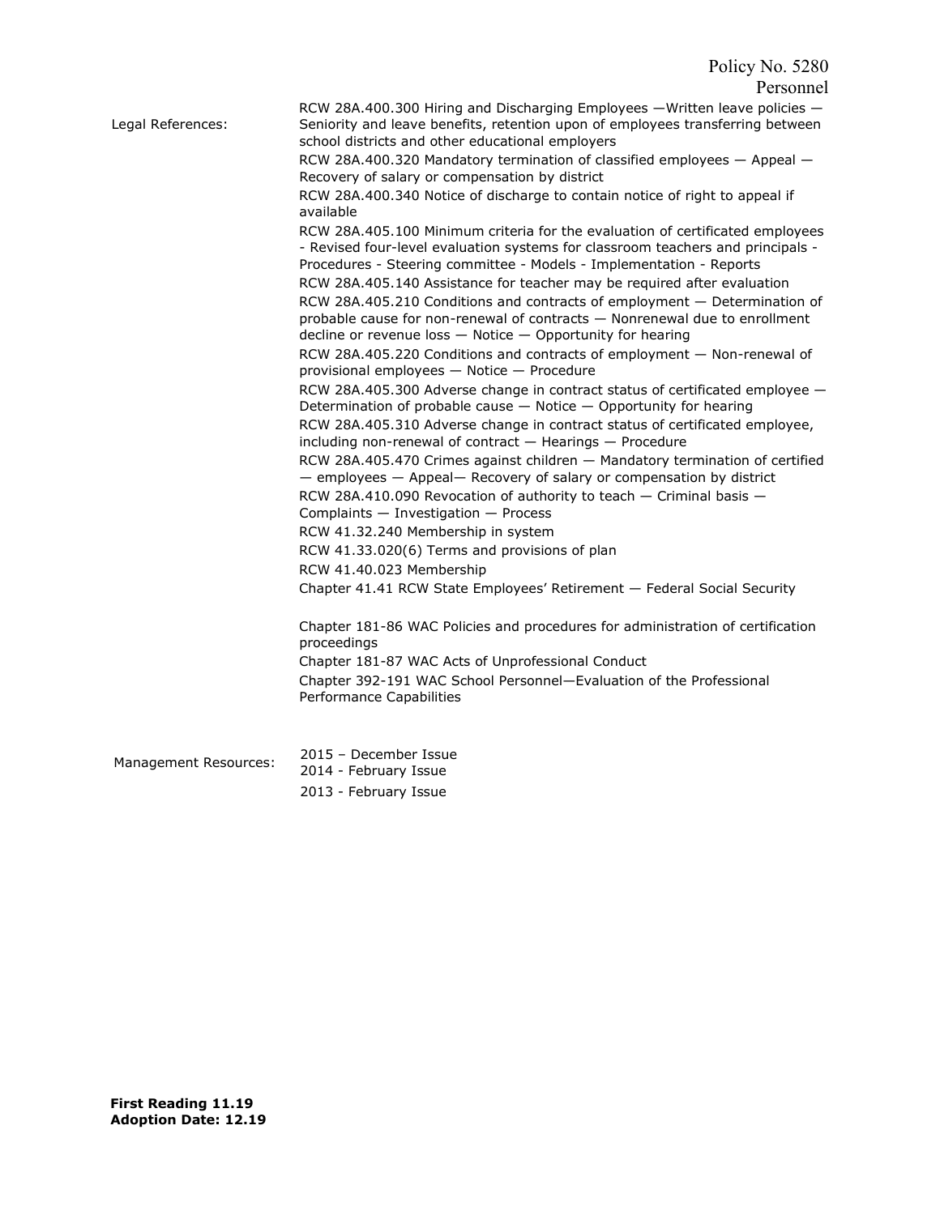Legal References:

RCW 28A.400.300 Hiring and Discharging Employees —Written leave policies — Seniority and leave benefits, retention upon of employees transferring between school districts and other educational employers

RCW 28A.400.320 Mandatory termination of classified employees — Appeal — Recovery of salary or compensation by district

RCW 28A.400.340 Notice of discharge to contain notice of right to appeal if available

RCW 28A.405.100 Minimum criteria for the evaluation of certificated employees - Revised four-level evaluation systems for classroom teachers and principals - Procedures - Steering committee - Models - Implementation - Reports

RCW 28A.405.140 Assistance for teacher may be required after evaluation

RCW 28A.405.210 Conditions and contracts of employment — Determination of probable cause for non-renewal of contracts — Nonrenewal due to enrollment decline or revenue loss — Notice — Opportunity for hearing

RCW 28A.405.220 Conditions and contracts of employment — Non-renewal of provisional employees — Notice — Procedure

RCW 28A.405.300 Adverse change in contract status of certificated employee — Determination of probable cause — Notice — Opportunity for hearing

RCW 28A.405.310 Adverse change in contract status of certificated employee, including non-renewal of contract — Hearings — Procedure

RCW 28A.405.470 Crimes against children — Mandatory termination of certified — employees — Appeal— Recovery of salary or compensation by district

RCW 28A.410.090 Revocation of authority to teach — Criminal basis — Complaints — Investigation — Process

RCW 41.32.240 Membership in system

RCW 41.33.020(6) Terms and provisions of plan

RCW 41.40.023 Membership

Chapter 41.41 RCW State Employees' Retirement — Federal Social Security

Chapter 181-86 WAC Policies and procedures for administration of certification proceedings

Chapter 181-87 WAC Acts of Unprofessional Conduct

Chapter 392-191 WAC School Personnel—Evaluation of the Professional Performance Capabilities

Management Resources:

2015 – December Issue

2014 - February Issue

2013 - February Issue

**First Reading 11.19**
**Adoption Date: 12.19**